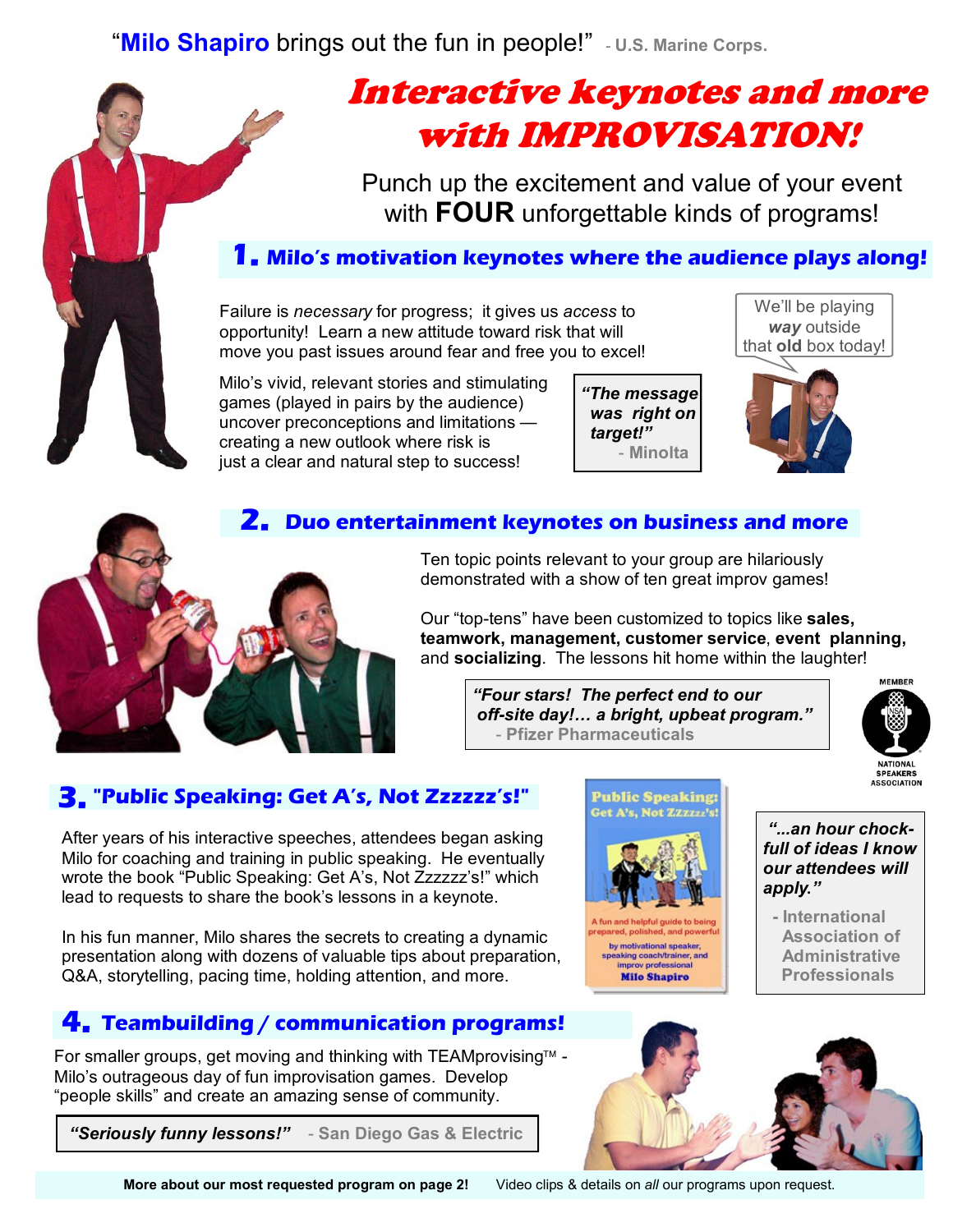"**Milo Shapiro** brings out the fun in people!" - U.S. Marine Corps.

# *Interactive keynotes and more with IMPROVISATION!*

Punch up the excitement and value of your event with **FOUR** unforgettable kinds of programs!

## 1. Milo's motivation keynotes where the audience plays along!

Failure is *necessary* for progress; it gives us *access* to opportunity! Learn a new attitude toward risk that will move you past issues around fear and free you to excel!

Milo's vivid, relevant stories and stimulating games (played in pairs by the audience) uncover preconceptions and limitations — creating a new outlook where risk is just a clear and natural step to success!

> *"The message was right on target!"*
> - Minolta

We'll be playing ***way*** outside that **old** box today!

## 2. Duo entertainment keynotes on business and more

Ten topic points relevant to your group are hilariously demonstrated with a show of ten great improv games!

Our "top-tens" have been customized to topics like **sales, teamwork, management, customer service**, **event planning,** and **socializing**. The lessons hit home within the laughter!

> *"Four stars! The perfect end to our off-site day!… a bright, upbeat program."*
> - Pfizer Pharmaceuticals

MEMBER NATIONAL SPEAKERS ASSOCIATION

## 3. "Public Speaking: Get A's, Not Zzzzzz's!"

After years of his interactive speeches, attendees began asking Milo for coaching and training in public speaking. He eventually wrote the book "Public Speaking: Get A's, Not Zzzzzz's!" which lead to requests to share the book's lessons in a keynote.

In his fun manner, Milo shares the secrets to creating a dynamic presentation along with dozens of valuable tips about preparation, Q&A, storytelling, pacing time, holding attention, and more.

> *"...an hour chock-full of ideas I know our attendees will apply."*
> - International Association of Administrative Professionals

## 4. Teambuilding / communication programs!

For smaller groups, get moving and thinking with TEAMprovising™ - Milo's outrageous day of fun improvisation games. Develop "people skills" and create an amazing sense of community.

> *"Seriously funny lessons!"* - San Diego Gas & Electric

**More about our most requested program on page 2!** Video clips & details on *all* our programs upon request.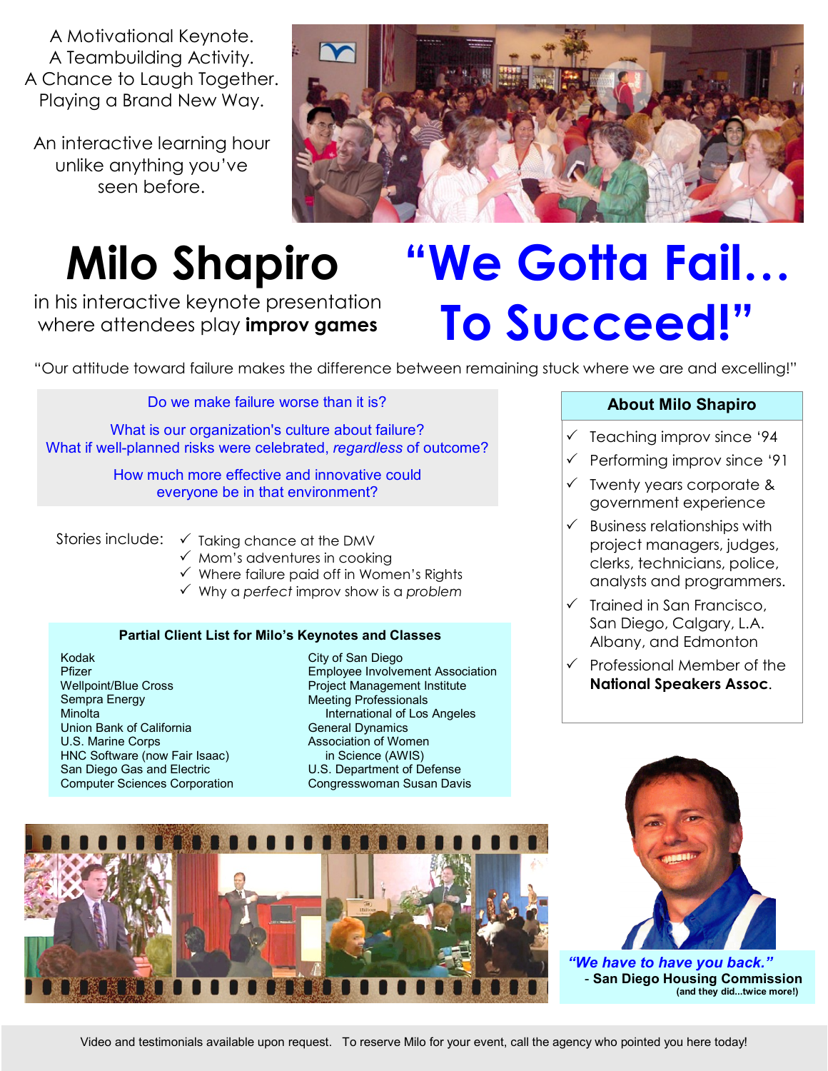A Motivational Keynote.
A Teambuilding Activity.
A Chance to Laugh Together.
Playing a Brand New Way.

An interactive learning hour unlike anything you've seen before.

# Milo Shapiro

in his interactive keynote presentation where attendees play **improv games**

# "We Gotta Fail… To Succeed!"

"Our attitude toward failure makes the difference between remaining stuck where we are and excelling!"

Do we make failure worse than it is?

What is our organization's culture about failure?
What if well-planned risks were celebrated, *regardless* of outcome?

How much more effective and innovative could everyone be in that environment?

Stories include:

- ✓ Taking chance at the DMV
- ✓ Mom's adventures in cooking
- ✓ Where failure paid off in Women's Rights
- ✓ Why a *perfect* improv show is a *problem*

**Partial Client List for Milo's Keynotes and Classes**

| | |
|---|---|
| Kodak | City of San Diego |
| Pfizer | Employee Involvement Association |
| Wellpoint/Blue Cross | Project Management Institute |
| Sempra Energy | Meeting Professionals International of Los Angeles |
| Minolta | General Dynamics |
| Union Bank of California | Association of Women in Science (AWIS) |
| U.S. Marine Corps | U.S. Department of Defense |
| HNC Software (now Fair Isaac) | Congresswoman Susan Davis |
| San Diego Gas and Electric | |
| Computer Sciences Corporation | |

**About Milo Shapiro**

- ✓ Teaching improv since '94
- ✓ Performing improv since '91
- ✓ Twenty years corporate & government experience
- ✓ Business relationships with project managers, judges, clerks, technicians, police, analysts and programmers.
- ✓ Trained in San Francisco, San Diego, Calgary, L.A. Albany, and Edmonton
- ✓ Professional Member of the **National Speakers Assoc**.

***"We have to have you back."***
**- San Diego Housing Commission**
**(and they did…twice more!)**

Video and testimonials available upon request. To reserve Milo for your event, call the agency who pointed you here today!